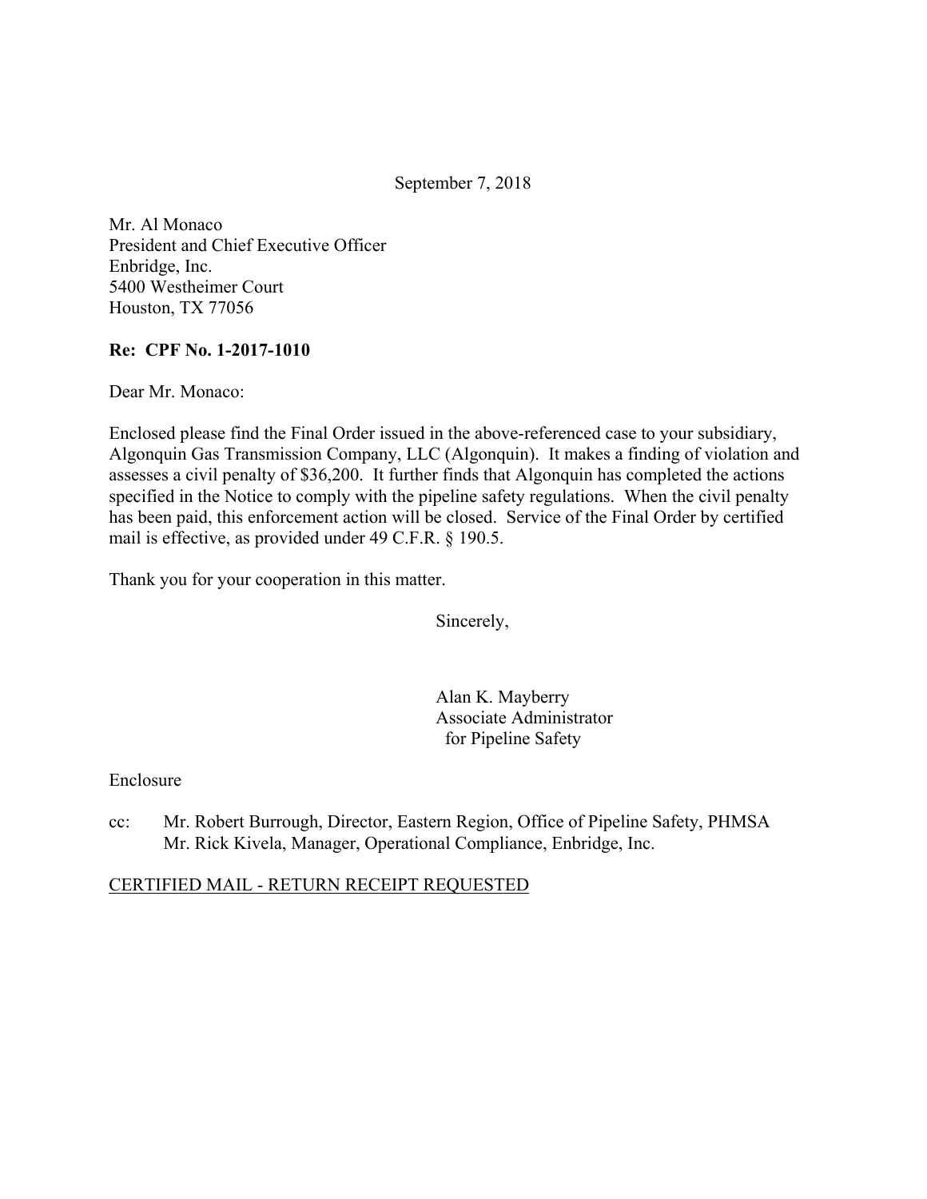September 7, 2018

Mr. Al Monaco
President and Chief Executive Officer
Enbridge, Inc.
5400 Westheimer Court
Houston, TX 77056

**Re: CPF No. 1-2017-1010**

Dear Mr. Monaco:

Enclosed please find the Final Order issued in the above-referenced case to your subsidiary, Algonquin Gas Transmission Company, LLC (Algonquin). It makes a finding of violation and assesses a civil penalty of $36,200. It further finds that Algonquin has completed the actions specified in the Notice to comply with the pipeline safety regulations. When the civil penalty has been paid, this enforcement action will be closed. Service of the Final Order by certified mail is effective, as provided under 49 C.F.R. § 190.5.

Thank you for your cooperation in this matter.

Sincerely,

Alan K. Mayberry
Associate Administrator
for Pipeline Safety

Enclosure

cc: Mr. Robert Burrough, Director, Eastern Region, Office of Pipeline Safety, PHMSA
Mr. Rick Kivela, Manager, Operational Compliance, Enbridge, Inc.

CERTIFIED MAIL - RETURN RECEIPT REQUESTED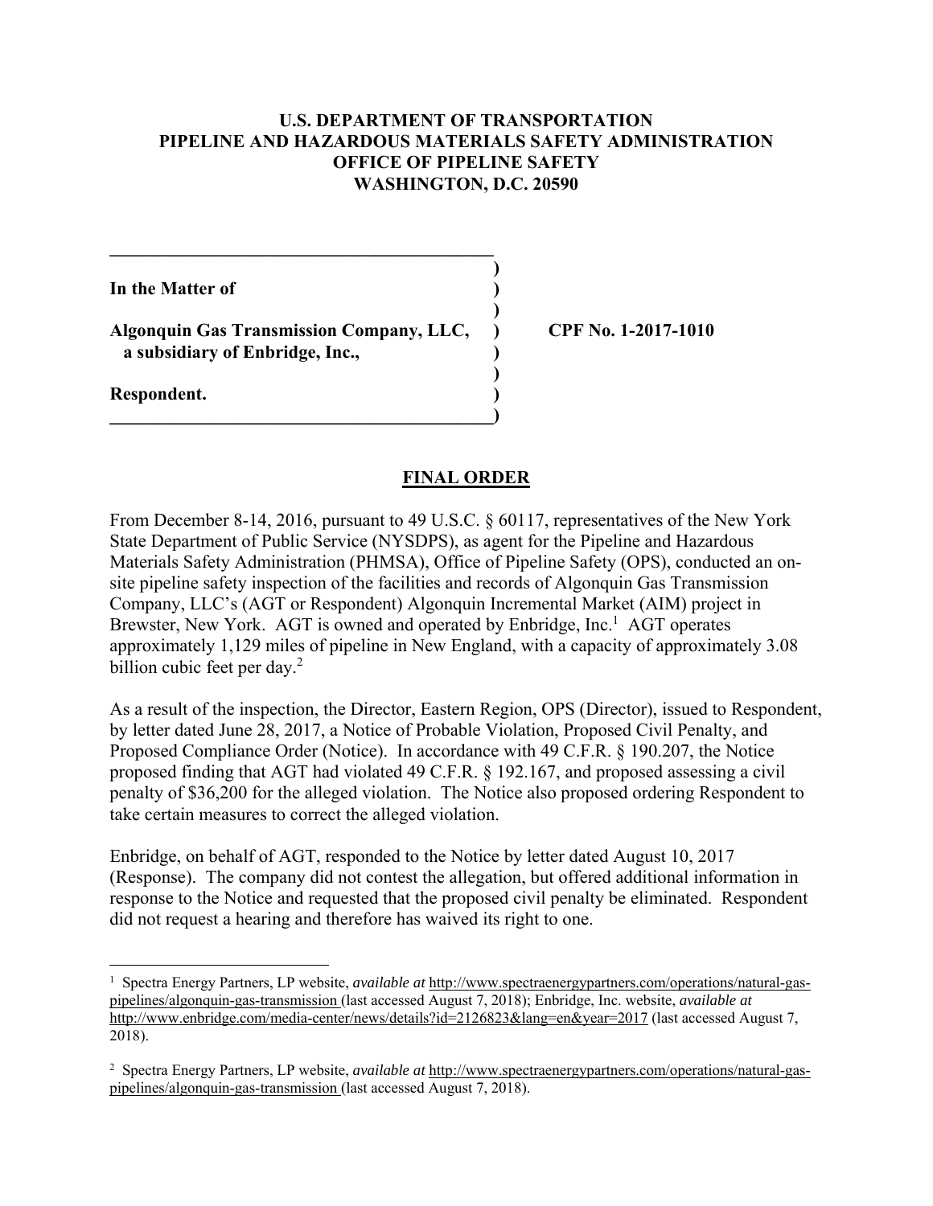**U.S. DEPARTMENT OF TRANSPORTATION**
**PIPELINE AND HAZARDOUS MATERIALS SAFETY ADMINISTRATION**
**OFFICE OF PIPELINE SAFETY**
**WASHINGTON, D.C. 20590**

| | |
|---|---|
| **In the Matter of** | |
| **Algonquin Gas Transmission Company, LLC, a subsidiary of Enbridge, Inc.,** | **CPF No. 1-2017-1010** |
| **Respondent.** | |

## FINAL ORDER

From December 8-14, 2016, pursuant to 49 U.S.C. § 60117, representatives of the New York State Department of Public Service (NYSDPS), as agent for the Pipeline and Hazardous Materials Safety Administration (PHMSA), Office of Pipeline Safety (OPS), conducted an on-site pipeline safety inspection of the facilities and records of Algonquin Gas Transmission Company, LLC's (AGT or Respondent) Algonquin Incremental Market (AIM) project in Brewster, New York. AGT is owned and operated by Enbridge, Inc.[1] AGT operates approximately 1,129 miles of pipeline in New England, with a capacity of approximately 3.08 billion cubic feet per day.[2]

As a result of the inspection, the Director, Eastern Region, OPS (Director), issued to Respondent, by letter dated June 28, 2017, a Notice of Probable Violation, Proposed Civil Penalty, and Proposed Compliance Order (Notice). In accordance with 49 C.F.R. § 190.207, the Notice proposed finding that AGT had violated 49 C.F.R. § 192.167, and proposed assessing a civil penalty of $36,200 for the alleged violation. The Notice also proposed ordering Respondent to take certain measures to correct the alleged violation.

Enbridge, on behalf of AGT, responded to the Notice by letter dated August 10, 2017 (Response). The company did not contest the allegation, but offered additional information in response to the Notice and requested that the proposed civil penalty be eliminated. Respondent did not request a hearing and therefore has waived its right to one.

---

[1] Spectra Energy Partners, LP website, *available at* http://www.spectraenergypartners.com/operations/natural-gas-pipelines/algonquin-gas-transmission (last accessed August 7, 2018); Enbridge, Inc. website, *available at* http://www.enbridge.com/media-center/news/details?id=2126823&lang=en&year=2017 (last accessed August 7, 2018).

[2] Spectra Energy Partners, LP website, *available at* http://www.spectraenergypartners.com/operations/natural-gas-pipelines/algonquin-gas-transmission (last accessed August 7, 2018).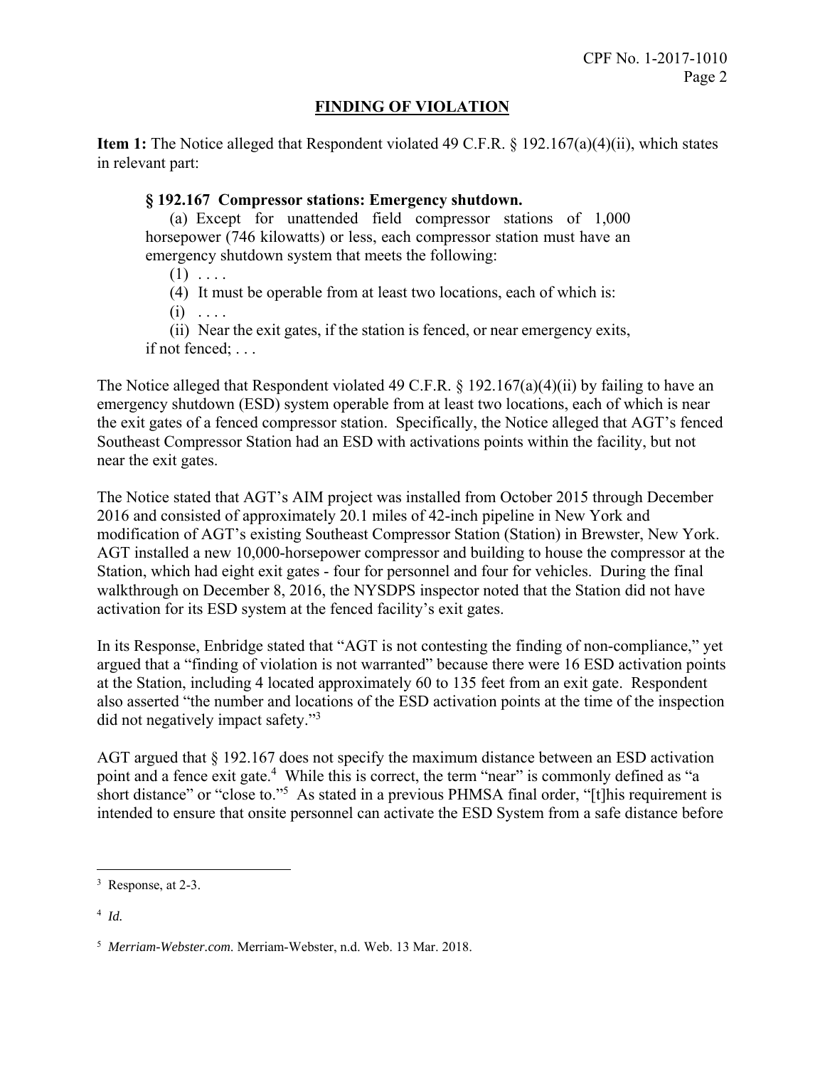## FINDING OF VIOLATION

**Item 1:** The Notice alleged that Respondent violated 49 C.F.R. § 192.167(a)(4)(ii), which states in relevant part:

> **§ 192.167 Compressor stations: Emergency shutdown.**
>
> (a) Except for unattended field compressor stations of 1,000 horsepower (746 kilowatts) or less, each compressor station must have an emergency shutdown system that meets the following:
>
> (1) . . . .
>
> (4) It must be operable from at least two locations, each of which is:
>
> (i) . . . .
>
> (ii) Near the exit gates, if the station is fenced, or near emergency exits, if not fenced; . . .

The Notice alleged that Respondent violated 49 C.F.R. § 192.167(a)(4)(ii) by failing to have an emergency shutdown (ESD) system operable from at least two locations, each of which is near the exit gates of a fenced compressor station. Specifically, the Notice alleged that AGT's fenced Southeast Compressor Station had an ESD with activations points within the facility, but not near the exit gates.

The Notice stated that AGT's AIM project was installed from October 2015 through December 2016 and consisted of approximately 20.1 miles of 42-inch pipeline in New York and modification of AGT's existing Southeast Compressor Station (Station) in Brewster, New York. AGT installed a new 10,000-horsepower compressor and building to house the compressor at the Station, which had eight exit gates - four for personnel and four for vehicles. During the final walkthrough on December 8, 2016, the NYSDPS inspector noted that the Station did not have activation for its ESD system at the fenced facility's exit gates.

In its Response, Enbridge stated that "AGT is not contesting the finding of non-compliance," yet argued that a "finding of violation is not warranted" because there were 16 ESD activation points at the Station, including 4 located approximately 60 to 135 feet from an exit gate. Respondent also asserted "the number and locations of the ESD activation points at the time of the inspection did not negatively impact safety."[3]

AGT argued that § 192.167 does not specify the maximum distance between an ESD activation point and a fence exit gate.[4] While this is correct, the term "near" is commonly defined as "a short distance" or "close to."[5] As stated in a previous PHMSA final order, "[t]his requirement is intended to ensure that onsite personnel can activate the ESD System from a safe distance before

---

[3] Response, at 2-3.

[4] *Id.*

[5] *Merriam-Webster.com*. Merriam-Webster, n.d. Web. 13 Mar. 2018.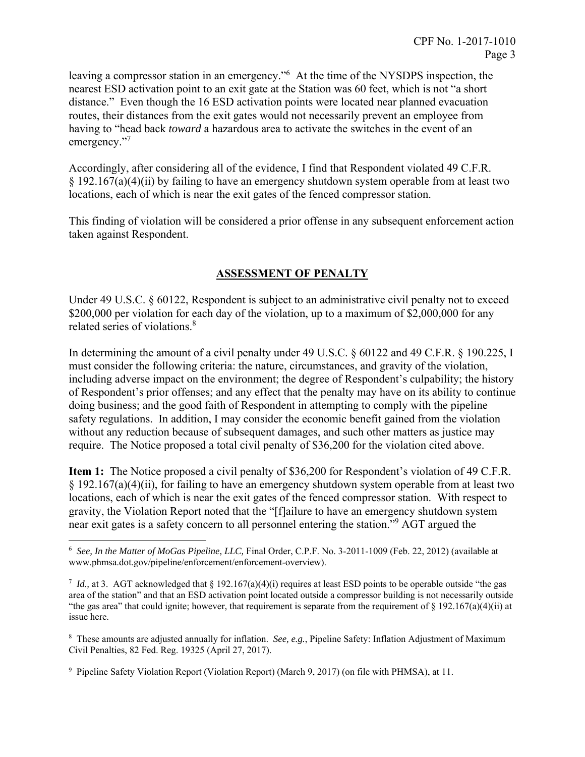leaving a compressor station in an emergency."[6] At the time of the NYSDPS inspection, the nearest ESD activation point to an exit gate at the Station was 60 feet, which is not "a short distance." Even though the 16 ESD activation points were located near planned evacuation routes, their distances from the exit gates would not necessarily prevent an employee from having to "head back *toward* a hazardous area to activate the switches in the event of an emergency."[7]

Accordingly, after considering all of the evidence, I find that Respondent violated 49 C.F.R. § 192.167(a)(4)(ii) by failing to have an emergency shutdown system operable from at least two locations, each of which is near the exit gates of the fenced compressor station.

This finding of violation will be considered a prior offense in any subsequent enforcement action taken against Respondent.

## ASSESSMENT OF PENALTY

Under 49 U.S.C. § 60122, Respondent is subject to an administrative civil penalty not to exceed $200,000 per violation for each day of the violation, up to a maximum of $2,000,000 for any related series of violations.[8]

In determining the amount of a civil penalty under 49 U.S.C. § 60122 and 49 C.F.R. § 190.225, I must consider the following criteria: the nature, circumstances, and gravity of the violation, including adverse impact on the environment; the degree of Respondent's culpability; the history of Respondent's prior offenses; and any effect that the penalty may have on its ability to continue doing business; and the good faith of Respondent in attempting to comply with the pipeline safety regulations. In addition, I may consider the economic benefit gained from the violation without any reduction because of subsequent damages, and such other matters as justice may require. The Notice proposed a total civil penalty of $36,200 for the violation cited above.

**Item 1:** The Notice proposed a civil penalty of $36,200 for Respondent's violation of 49 C.F.R. § 192.167(a)(4)(ii), for failing to have an emergency shutdown system operable from at least two locations, each of which is near the exit gates of the fenced compressor station. With respect to gravity, the Violation Report noted that the "[f]ailure to have an emergency shutdown system near exit gates is a safety concern to all personnel entering the station."[9] AGT argued the

---

[6] *See, In the Matter of MoGas Pipeline, LLC,* Final Order, C.P.F. No. 3-2011-1009 (Feb. 22, 2012) (available at www.phmsa.dot.gov/pipeline/enforcement/enforcement-overview).

[7] *Id.,* at 3. AGT acknowledged that § 192.167(a)(4)(i) requires at least ESD points to be operable outside "the gas area of the station" and that an ESD activation point located outside a compressor building is not necessarily outside "the gas area" that could ignite; however, that requirement is separate from the requirement of § 192.167(a)(4)(ii) at issue here.

[8] These amounts are adjusted annually for inflation. *See, e.g.*, Pipeline Safety: Inflation Adjustment of Maximum Civil Penalties, 82 Fed. Reg. 19325 (April 27, 2017).

[9] Pipeline Safety Violation Report (Violation Report) (March 9, 2017) (on file with PHMSA), at 11.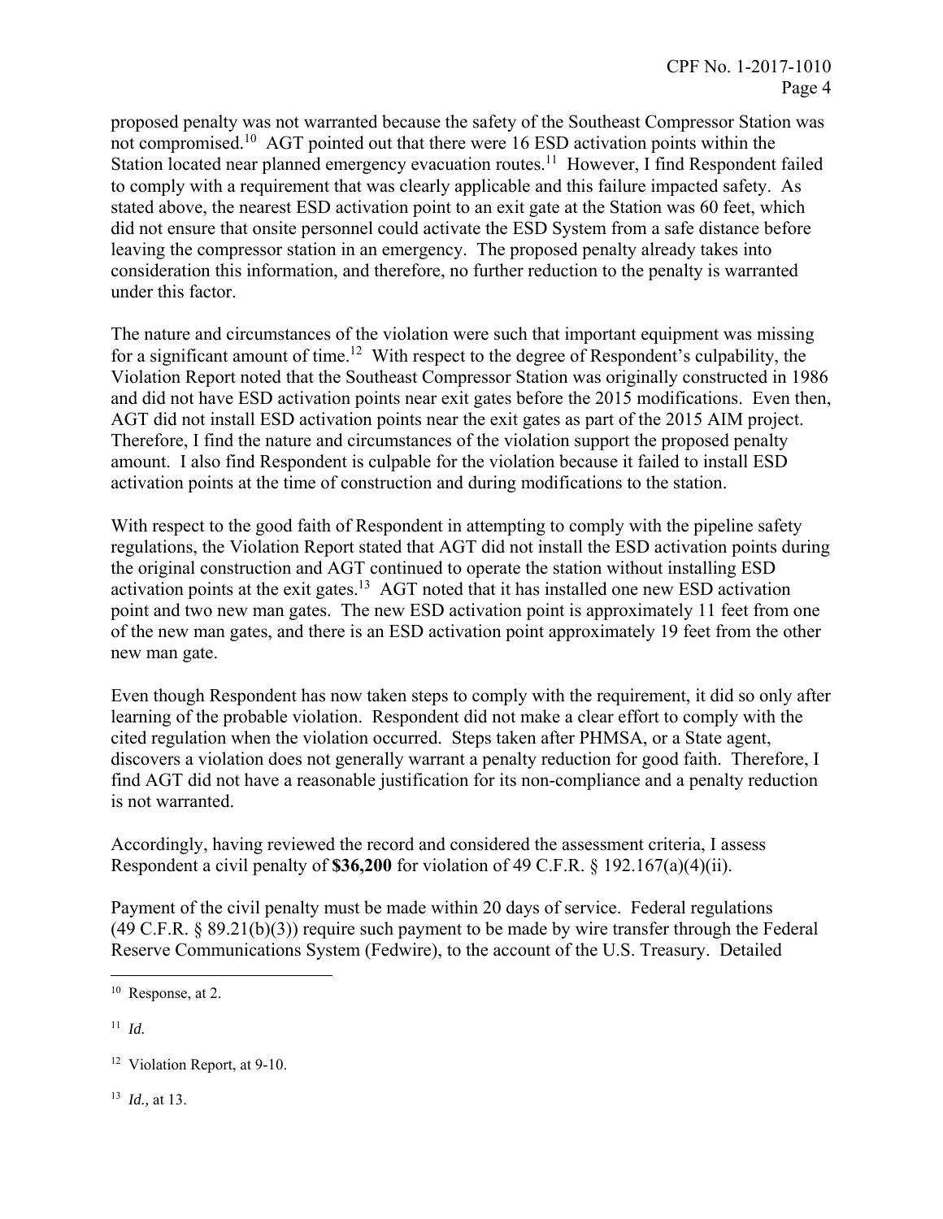proposed penalty was not warranted because the safety of the Southeast Compressor Station was not compromised.[10] AGT pointed out that there were 16 ESD activation points within the Station located near planned emergency evacuation routes.[11] However, I find Respondent failed to comply with a requirement that was clearly applicable and this failure impacted safety. As stated above, the nearest ESD activation point to an exit gate at the Station was 60 feet, which did not ensure that onsite personnel could activate the ESD System from a safe distance before leaving the compressor station in an emergency. The proposed penalty already takes into consideration this information, and therefore, no further reduction to the penalty is warranted under this factor.

The nature and circumstances of the violation were such that important equipment was missing for a significant amount of time.[12] With respect to the degree of Respondent's culpability, the Violation Report noted that the Southeast Compressor Station was originally constructed in 1986 and did not have ESD activation points near exit gates before the 2015 modifications. Even then, AGT did not install ESD activation points near the exit gates as part of the 2015 AIM project. Therefore, I find the nature and circumstances of the violation support the proposed penalty amount. I also find Respondent is culpable for the violation because it failed to install ESD activation points at the time of construction and during modifications to the station.

With respect to the good faith of Respondent in attempting to comply with the pipeline safety regulations, the Violation Report stated that AGT did not install the ESD activation points during the original construction and AGT continued to operate the station without installing ESD activation points at the exit gates.[13] AGT noted that it has installed one new ESD activation point and two new man gates. The new ESD activation point is approximately 11 feet from one of the new man gates, and there is an ESD activation point approximately 19 feet from the other new man gate.

Even though Respondent has now taken steps to comply with the requirement, it did so only after learning of the probable violation. Respondent did not make a clear effort to comply with the cited regulation when the violation occurred. Steps taken after PHMSA, or a State agent, discovers a violation does not generally warrant a penalty reduction for good faith. Therefore, I find AGT did not have a reasonable justification for its non-compliance and a penalty reduction is not warranted.

Accordingly, having reviewed the record and considered the assessment criteria, I assess Respondent a civil penalty of **$36,200** for violation of 49 C.F.R. § 192.167(a)(4)(ii).

Payment of the civil penalty must be made within 20 days of service. Federal regulations (49 C.F.R. § 89.21(b)(3)) require such payment to be made by wire transfer through the Federal Reserve Communications System (Fedwire), to the account of the U.S. Treasury. Detailed

---

[10] Response, at 2.

[11] *Id.*

[12] Violation Report, at 9-10.

[13] *Id.*, at 13.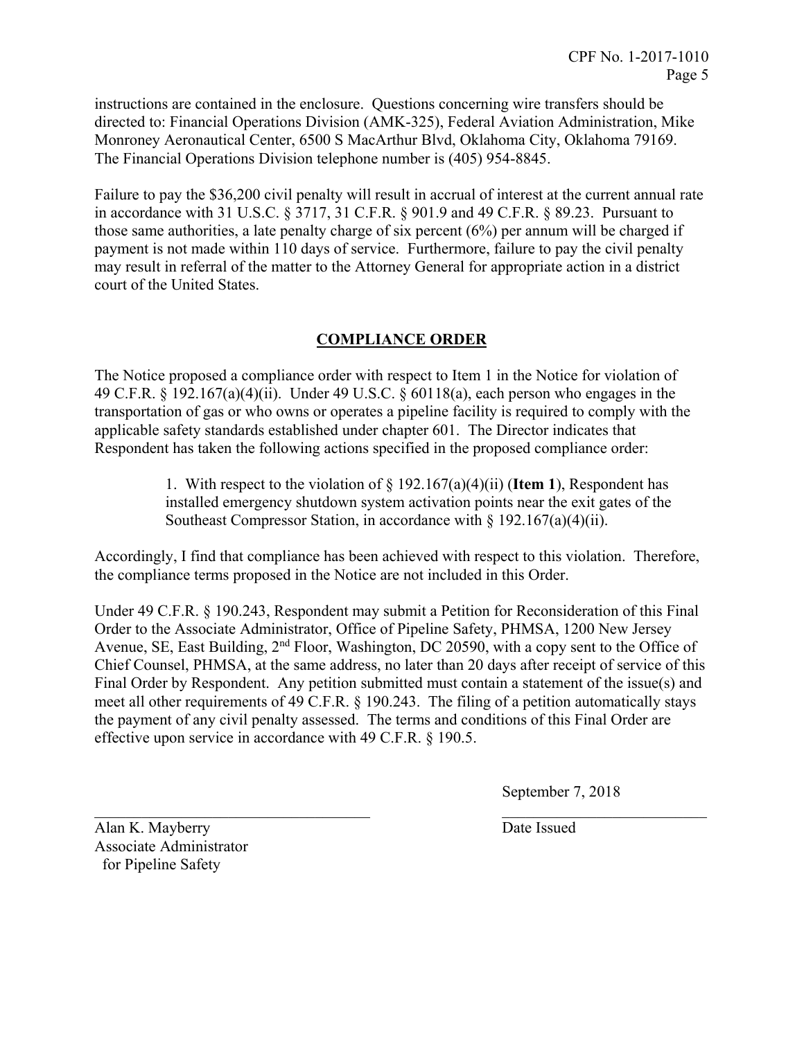instructions are contained in the enclosure. Questions concerning wire transfers should be directed to: Financial Operations Division (AMK-325), Federal Aviation Administration, Mike Monroney Aeronautical Center, 6500 S MacArthur Blvd, Oklahoma City, Oklahoma 79169. The Financial Operations Division telephone number is (405) 954-8845.

Failure to pay the $36,200 civil penalty will result in accrual of interest at the current annual rate in accordance with 31 U.S.C. § 3717, 31 C.F.R. § 901.9 and 49 C.F.R. § 89.23. Pursuant to those same authorities, a late penalty charge of six percent (6%) per annum will be charged if payment is not made within 110 days of service. Furthermore, failure to pay the civil penalty may result in referral of the matter to the Attorney General for appropriate action in a district court of the United States.

## COMPLIANCE ORDER

The Notice proposed a compliance order with respect to Item 1 in the Notice for violation of 49 C.F.R. § 192.167(a)(4)(ii). Under 49 U.S.C. § 60118(a), each person who engages in the transportation of gas or who owns or operates a pipeline facility is required to comply with the applicable safety standards established under chapter 601. The Director indicates that Respondent has taken the following actions specified in the proposed compliance order:

> 1. With respect to the violation of § 192.167(a)(4)(ii) (**Item 1**), Respondent has installed emergency shutdown system activation points near the exit gates of the Southeast Compressor Station, in accordance with § 192.167(a)(4)(ii).

Accordingly, I find that compliance has been achieved with respect to this violation. Therefore, the compliance terms proposed in the Notice are not included in this Order.

Under 49 C.F.R. § 190.243, Respondent may submit a Petition for Reconsideration of this Final Order to the Associate Administrator, Office of Pipeline Safety, PHMSA, 1200 New Jersey Avenue, SE, East Building, 2nd Floor, Washington, DC 20590, with a copy sent to the Office of Chief Counsel, PHMSA, at the same address, no later than 20 days after receipt of service of this Final Order by Respondent. Any petition submitted must contain a statement of the issue(s) and meet all other requirements of 49 C.F.R. § 190.243. The filing of a petition automatically stays the payment of any civil penalty assessed. The terms and conditions of this Final Order are effective upon service in accordance with 49 C.F.R. § 190.5.

September 7, 2018

\_\_\_\_\_\_\_\_\_\_\_\_\_\_\_\_\_\_\_\_\_\_\_\_\_\_\_\_\_\_\_\_\_\_ \_\_\_\_\_\_\_\_\_\_\_\_\_\_\_\_\_\_\_\_\_\_\_\_\_\_\_\_

Alan K. Mayberry  
Associate Administrator  
for Pipeline Safety

Date Issued